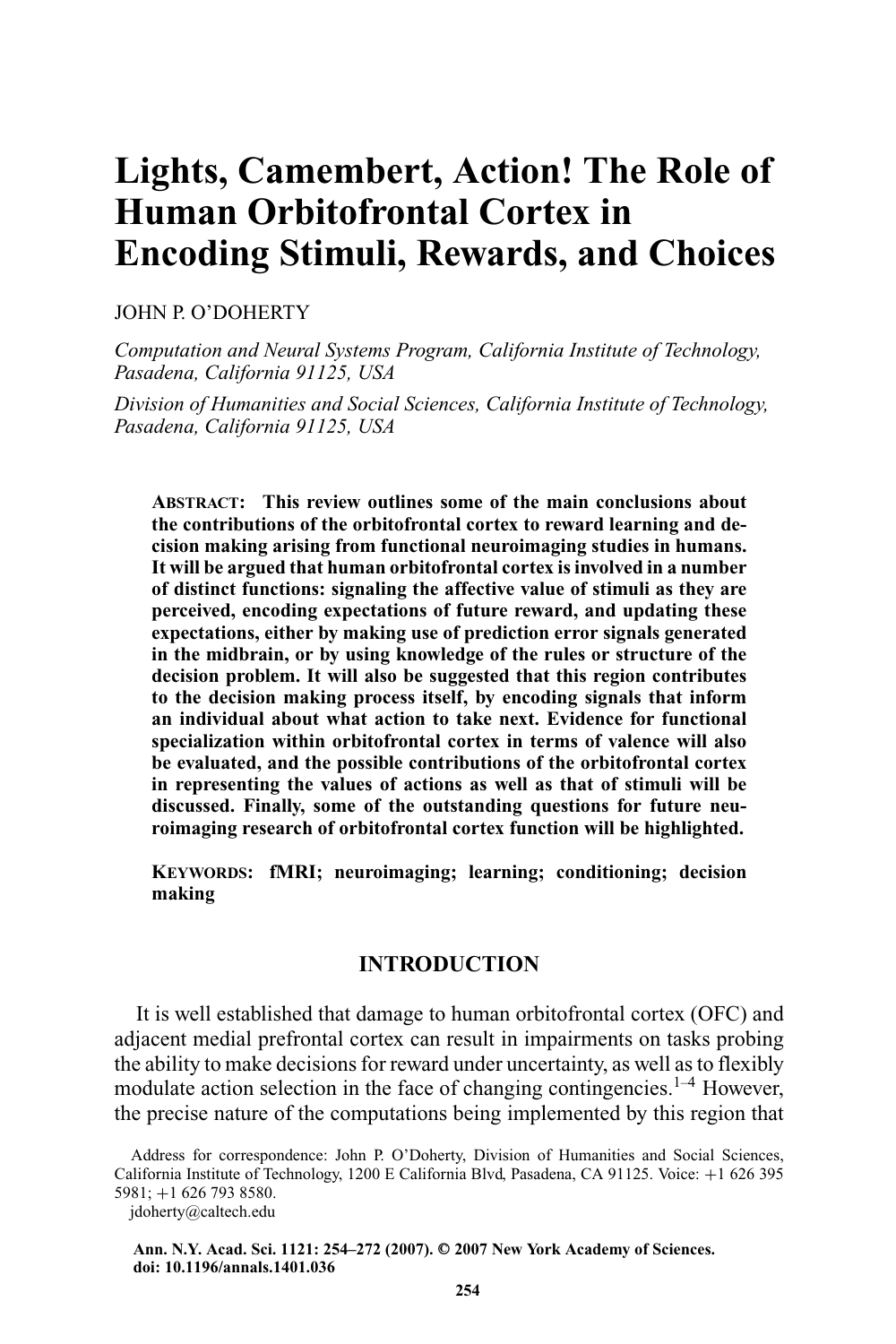# Lights, Camembert, Action! The Role of Human Orbitofrontal Cortex in Encoding Stimuli, Rewards, and Choices

JOHN P. O'DOHERTY

*Computation and Neural Systems Program, California Institute of Technology, Pasadena, California 91125, USA*

*Division of Humanities and Social Sciences, California Institute of Technology, Pasadena, California 91125, USA*

**ABSTRACT: This review outlines some of the main conclusions about the contributions of the orbitofrontal cortex to reward learning and decision making arising from functional neuroimaging studies in humans. It will be argued that human orbitofrontal cortex is involved in a number of distinct functions: signaling the affective value of stimuli as they are perceived, encoding expectations of future reward, and updating these expectations, either by making use of prediction error signals generated in the midbrain, or by using knowledge of the rules or structure of the decision problem. It will also be suggested that this region contributes to the decision making process itself, by encoding signals that inform an individual about what action to take next. Evidence for functional specialization within orbitofrontal cortex in terms of valence will also be evaluated, and the possible contributions of the orbitofrontal cortex in representing the values of actions as well as that of stimuli will be discussed. Finally, some of the outstanding questions for future neuroimaging research of orbitofrontal cortex function will be highlighted.**

**KEYWORDS: fMRI; neuroimaging; learning; conditioning; decision making**

## INTRODUCTION

It is well established that damage to human orbitofrontal cortex (OFC) and adjacent medial prefrontal cortex can result in impairments on tasks probing the ability to make decisions for reward under uncertainty, as well as to flexibly modulate action selection in the face of changing contingencies.[1–4] However, the precise nature of the computations being implemented by this region that

Address for correspondence: John P. O'Doherty, Division of Humanities and Social Sciences, California Institute of Technology, 1200 E California Blvd, Pasadena, CA 91125. Voice: +1 626 395 5981; +1 626 793 8580.
jdoherty@caltech.edu

**Ann. N.Y. Acad. Sci. 1121: 254–272 (2007). © 2007 New York Academy of Sciences.**
**doi: 10.1196/annals.1401.036**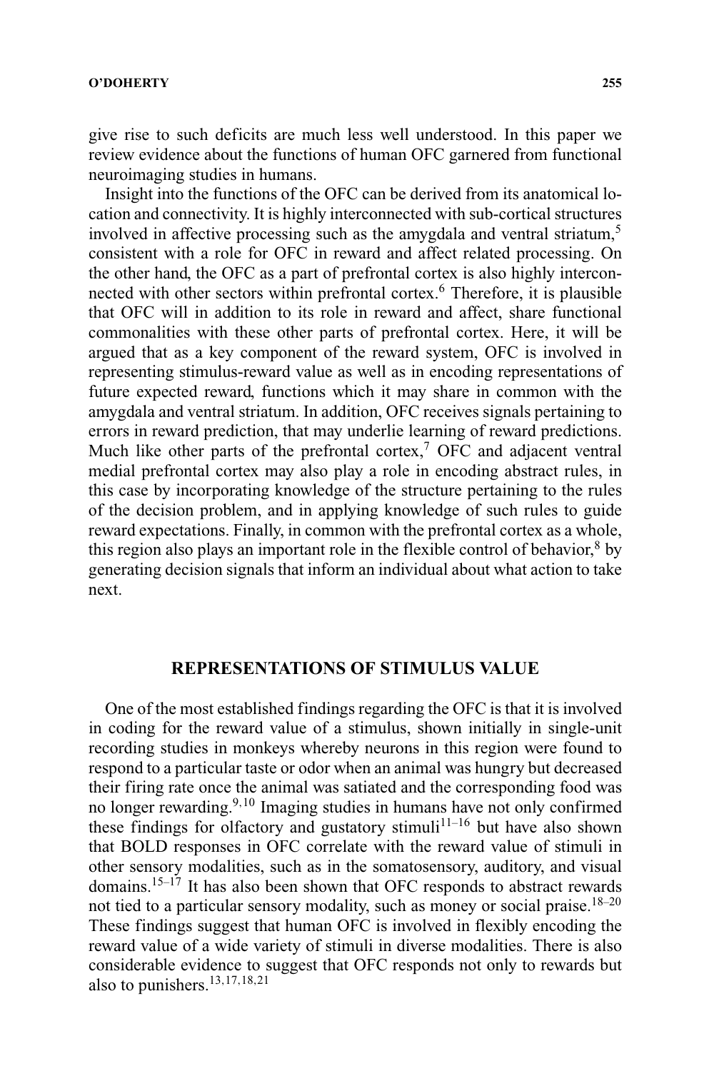give rise to such deficits are much less well understood. In this paper we review evidence about the functions of human OFC garnered from functional neuroimaging studies in humans.

Insight into the functions of the OFC can be derived from its anatomical location and connectivity. It is highly interconnected with sub-cortical structures involved in affective processing such as the amygdala and ventral striatum,[5] consistent with a role for OFC in reward and affect related processing. On the other hand, the OFC as a part of prefrontal cortex is also highly interconnected with other sectors within prefrontal cortex.[6] Therefore, it is plausible that OFC will in addition to its role in reward and affect, share functional commonalities with these other parts of prefrontal cortex. Here, it will be argued that as a key component of the reward system, OFC is involved in representing stimulus-reward value as well as in encoding representations of future expected reward, functions which it may share in common with the amygdala and ventral striatum. In addition, OFC receives signals pertaining to errors in reward prediction, that may underlie learning of reward predictions. Much like other parts of the prefrontal cortex,[7] OFC and adjacent ventral medial prefrontal cortex may also play a role in encoding abstract rules, in this case by incorporating knowledge of the structure pertaining to the rules of the decision problem, and in applying knowledge of such rules to guide reward expectations. Finally, in common with the prefrontal cortex as a whole, this region also plays an important role in the flexible control of behavior,[8] by generating decision signals that inform an individual about what action to take next.

## REPRESENTATIONS OF STIMULUS VALUE

One of the most established findings regarding the OFC is that it is involved in coding for the reward value of a stimulus, shown initially in single-unit recording studies in monkeys whereby neurons in this region were found to respond to a particular taste or odor when an animal was hungry but decreased their firing rate once the animal was satiated and the corresponding food was no longer rewarding.[9,10] Imaging studies in humans have not only confirmed these findings for olfactory and gustatory stimuli[11–16] but have also shown that BOLD responses in OFC correlate with the reward value of stimuli in other sensory modalities, such as in the somatosensory, auditory, and visual domains.[15–17] It has also been shown that OFC responds to abstract rewards not tied to a particular sensory modality, such as money or social praise.[18–20] These findings suggest that human OFC is involved in flexibly encoding the reward value of a wide variety of stimuli in diverse modalities. There is also considerable evidence to suggest that OFC responds not only to rewards but also to punishers.[13,17,18,21]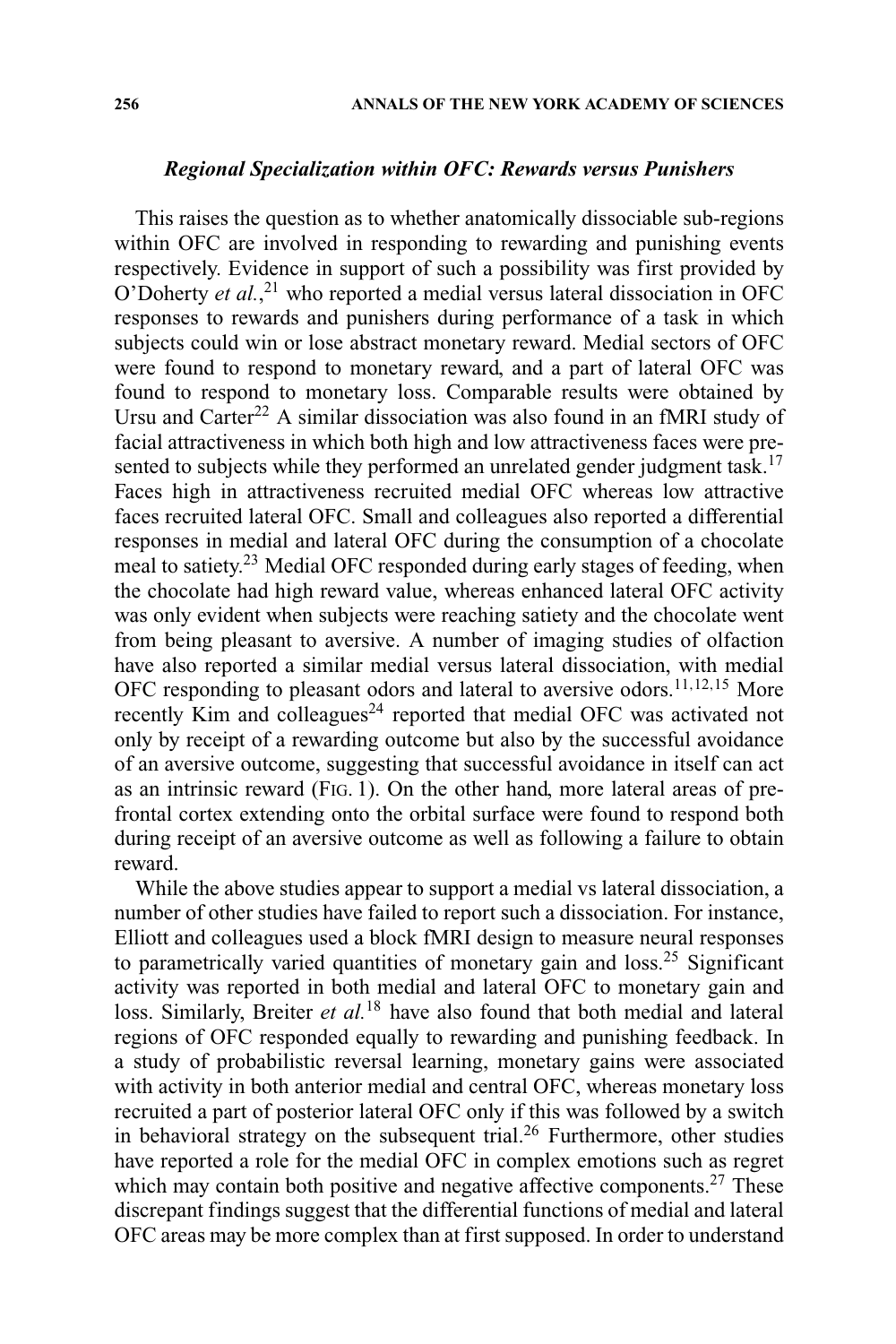### *Regional Specialization within OFC: Rewards versus Punishers*

This raises the question as to whether anatomically dissociable sub-regions within OFC are involved in responding to rewarding and punishing events respectively. Evidence in support of such a possibility was first provided by O'Doherty *et al.*,[21] who reported a medial versus lateral dissociation in OFC responses to rewards and punishers during performance of a task in which subjects could win or lose abstract monetary reward. Medial sectors of OFC were found to respond to monetary reward, and a part of lateral OFC was found to respond to monetary loss. Comparable results were obtained by Ursu and Carter[22] A similar dissociation was also found in an fMRI study of facial attractiveness in which both high and low attractiveness faces were presented to subjects while they performed an unrelated gender judgment task.[17] Faces high in attractiveness recruited medial OFC whereas low attractive faces recruited lateral OFC. Small and colleagues also reported a differential responses in medial and lateral OFC during the consumption of a chocolate meal to satiety.[23] Medial OFC responded during early stages of feeding, when the chocolate had high reward value, whereas enhanced lateral OFC activity was only evident when subjects were reaching satiety and the chocolate went from being pleasant to aversive. A number of imaging studies of olfaction have also reported a similar medial versus lateral dissociation, with medial OFC responding to pleasant odors and lateral to aversive odors.[11,12,15] More recently Kim and colleagues[24] reported that medial OFC was activated not only by receipt of a rewarding outcome but also by the successful avoidance of an aversive outcome, suggesting that successful avoidance in itself can act as an intrinsic reward (FIG. 1). On the other hand, more lateral areas of prefrontal cortex extending onto the orbital surface were found to respond both during receipt of an aversive outcome as well as following a failure to obtain reward.

While the above studies appear to support a medial vs lateral dissociation, a number of other studies have failed to report such a dissociation. For instance, Elliott and colleagues used a block fMRI design to measure neural responses to parametrically varied quantities of monetary gain and loss.[25] Significant activity was reported in both medial and lateral OFC to monetary gain and loss. Similarly, Breiter *et al.*[18] have also found that both medial and lateral regions of OFC responded equally to rewarding and punishing feedback. In a study of probabilistic reversal learning, monetary gains were associated with activity in both anterior medial and central OFC, whereas monetary loss recruited a part of posterior lateral OFC only if this was followed by a switch in behavioral strategy on the subsequent trial.[26] Furthermore, other studies have reported a role for the medial OFC in complex emotions such as regret which may contain both positive and negative affective components.[27] These discrepant findings suggest that the differential functions of medial and lateral OFC areas may be more complex than at first supposed. In order to understand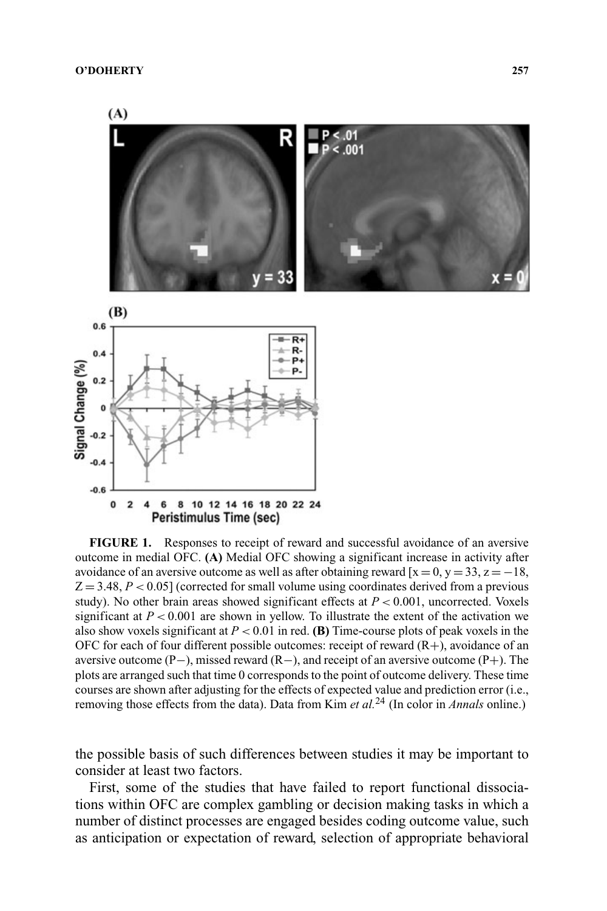(A)

L R

P < .01
P < .001

y = 33

x = 0

(B)

Signal Change (%)

0.6
0.4
0.2
0
-0.2
-0.4
-0.6

R+
R-
P+
P-

0 2 4 6 8 10 12 14 16 18 20 22 24

Peristimulus Time (sec)

**FIGURE 1.** Responses to receipt of reward and successful avoidance of an aversive outcome in medial OFC. **(A)** Medial OFC showing a significant increase in activity after avoidance of an aversive outcome as well as after obtaining reward [$x = 0$, $y = 33$, $z = -18$, $Z = 3.48$, $P < 0.05$] (corrected for small volume using coordinates derived from a previous study). No other brain areas showed significant effects at $P < 0.001$, uncorrected. Voxels significant at $P < 0.001$ are shown in yellow. To illustrate the extent of the activation we also show voxels significant at $P < 0.01$ in red. **(B)** Time-course plots of peak voxels in the OFC for each of four different possible outcomes: receipt of reward (R+), avoidance of an aversive outcome (P−), missed reward (R−), and receipt of an aversive outcome (P+). The plots are arranged such that time 0 corresponds to the point of outcome delivery. These time courses are shown after adjusting for the effects of expected value and prediction error (i.e., removing those effects from the data). Data from Kim *et al.*[24] (In color in *Annals* online.)

the possible basis of such differences between studies it may be important to consider at least two factors.

First, some of the studies that have failed to report functional dissociations within OFC are complex gambling or decision making tasks in which a number of distinct processes are engaged besides coding outcome value, such as anticipation or expectation of reward, selection of appropriate behavioral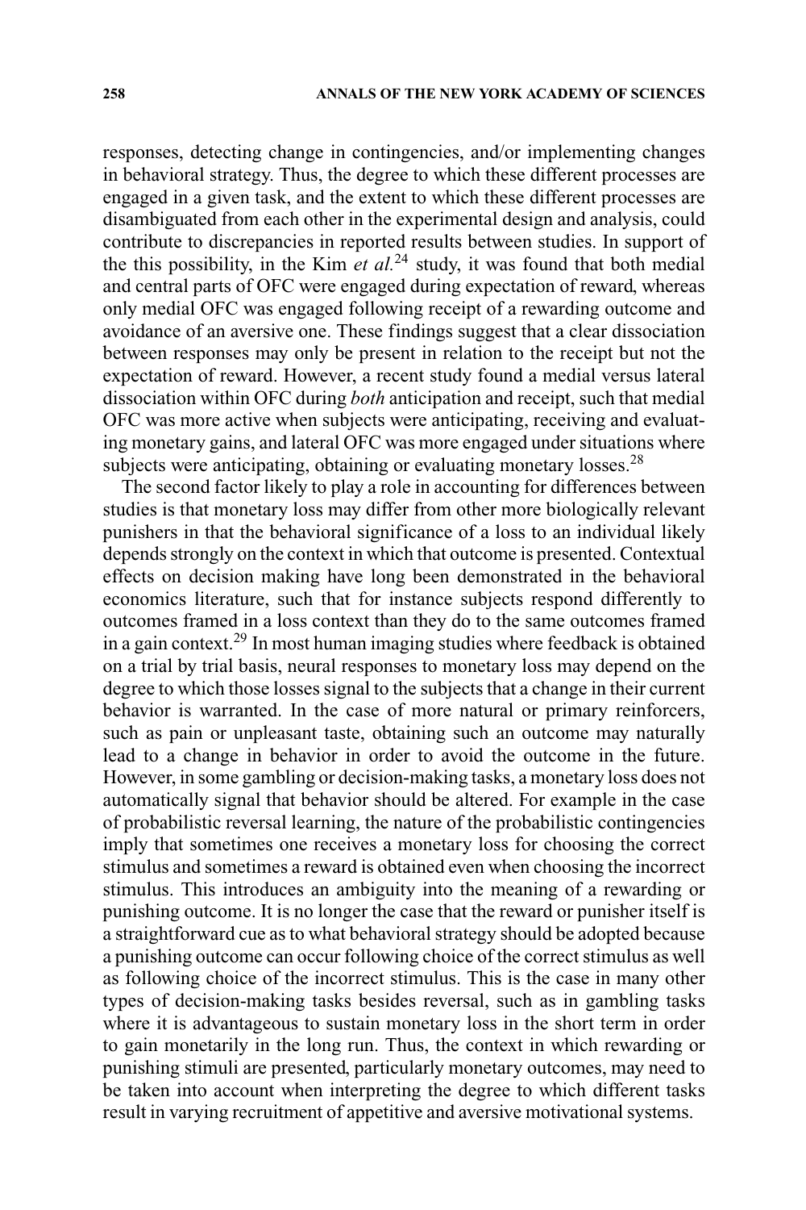responses, detecting change in contingencies, and/or implementing changes in behavioral strategy. Thus, the degree to which these different processes are engaged in a given task, and the extent to which these different processes are disambiguated from each other in the experimental design and analysis, could contribute to discrepancies in reported results between studies. In support of the this possibility, in the Kim *et al.*[24] study, it was found that both medial and central parts of OFC were engaged during expectation of reward, whereas only medial OFC was engaged following receipt of a rewarding outcome and avoidance of an aversive one. These findings suggest that a clear dissociation between responses may only be present in relation to the receipt but not the expectation of reward. However, a recent study found a medial versus lateral dissociation within OFC during *both* anticipation and receipt, such that medial OFC was more active when subjects were anticipating, receiving and evaluating monetary gains, and lateral OFC was more engaged under situations where subjects were anticipating, obtaining or evaluating monetary losses.[28]

The second factor likely to play a role in accounting for differences between studies is that monetary loss may differ from other more biologically relevant punishers in that the behavioral significance of a loss to an individual likely depends strongly on the context in which that outcome is presented. Contextual effects on decision making have long been demonstrated in the behavioral economics literature, such that for instance subjects respond differently to outcomes framed in a loss context than they do to the same outcomes framed in a gain context.[29] In most human imaging studies where feedback is obtained on a trial by trial basis, neural responses to monetary loss may depend on the degree to which those losses signal to the subjects that a change in their current behavior is warranted. In the case of more natural or primary reinforcers, such as pain or unpleasant taste, obtaining such an outcome may naturally lead to a change in behavior in order to avoid the outcome in the future. However, in some gambling or decision-making tasks, a monetary loss does not automatically signal that behavior should be altered. For example in the case of probabilistic reversal learning, the nature of the probabilistic contingencies imply that sometimes one receives a monetary loss for choosing the correct stimulus and sometimes a reward is obtained even when choosing the incorrect stimulus. This introduces an ambiguity into the meaning of a rewarding or punishing outcome. It is no longer the case that the reward or punisher itself is a straightforward cue as to what behavioral strategy should be adopted because a punishing outcome can occur following choice of the correct stimulus as well as following choice of the incorrect stimulus. This is the case in many other types of decision-making tasks besides reversal, such as in gambling tasks where it is advantageous to sustain monetary loss in the short term in order to gain monetarily in the long run. Thus, the context in which rewarding or punishing stimuli are presented, particularly monetary outcomes, may need to be taken into account when interpreting the degree to which different tasks result in varying recruitment of appetitive and aversive motivational systems.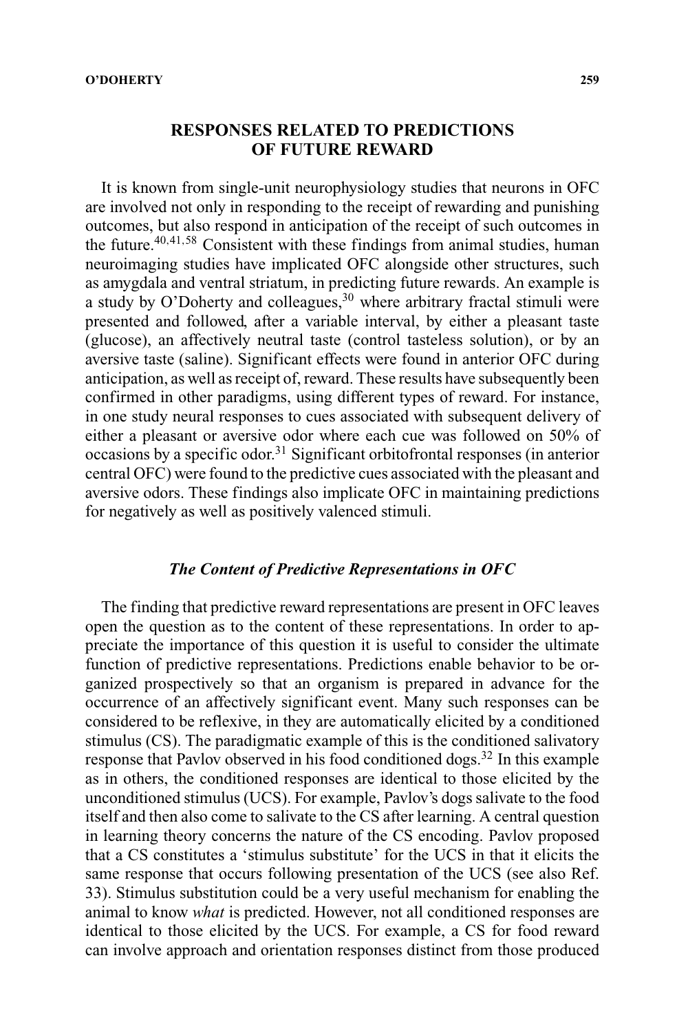## RESPONSES RELATED TO PREDICTIONS OF FUTURE REWARD

It is known from single-unit neurophysiology studies that neurons in OFC are involved not only in responding to the receipt of rewarding and punishing outcomes, but also respond in anticipation of the receipt of such outcomes in the future.[40,41,58] Consistent with these findings from animal studies, human neuroimaging studies have implicated OFC alongside other structures, such as amygdala and ventral striatum, in predicting future rewards. An example is a study by O'Doherty and colleagues,[30] where arbitrary fractal stimuli were presented and followed, after a variable interval, by either a pleasant taste (glucose), an affectively neutral taste (control tasteless solution), or by an aversive taste (saline). Significant effects were found in anterior OFC during anticipation, as well as receipt of, reward. These results have subsequently been confirmed in other paradigms, using different types of reward. For instance, in one study neural responses to cues associated with subsequent delivery of either a pleasant or aversive odor where each cue was followed on 50% of occasions by a specific odor.[31] Significant orbitofrontal responses (in anterior central OFC) were found to the predictive cues associated with the pleasant and aversive odors. These findings also implicate OFC in maintaining predictions for negatively as well as positively valenced stimuli.

### *The Content of Predictive Representations in OFC*

The finding that predictive reward representations are present in OFC leaves open the question as to the content of these representations. In order to appreciate the importance of this question it is useful to consider the ultimate function of predictive representations. Predictions enable behavior to be organized prospectively so that an organism is prepared in advance for the occurrence of an affectively significant event. Many such responses can be considered to be reflexive, in they are automatically elicited by a conditioned stimulus (CS). The paradigmatic example of this is the conditioned salivatory response that Pavlov observed in his food conditioned dogs.[32] In this example as in others, the conditioned responses are identical to those elicited by the unconditioned stimulus (UCS). For example, Pavlov's dogs salivate to the food itself and then also come to salivate to the CS after learning. A central question in learning theory concerns the nature of the CS encoding. Pavlov proposed that a CS constitutes a 'stimulus substitute' for the UCS in that it elicits the same response that occurs following presentation of the UCS (see also Ref. 33). Stimulus substitution could be a very useful mechanism for enabling the animal to know *what* is predicted. However, not all conditioned responses are identical to those elicited by the UCS. For example, a CS for food reward can involve approach and orientation responses distinct from those produced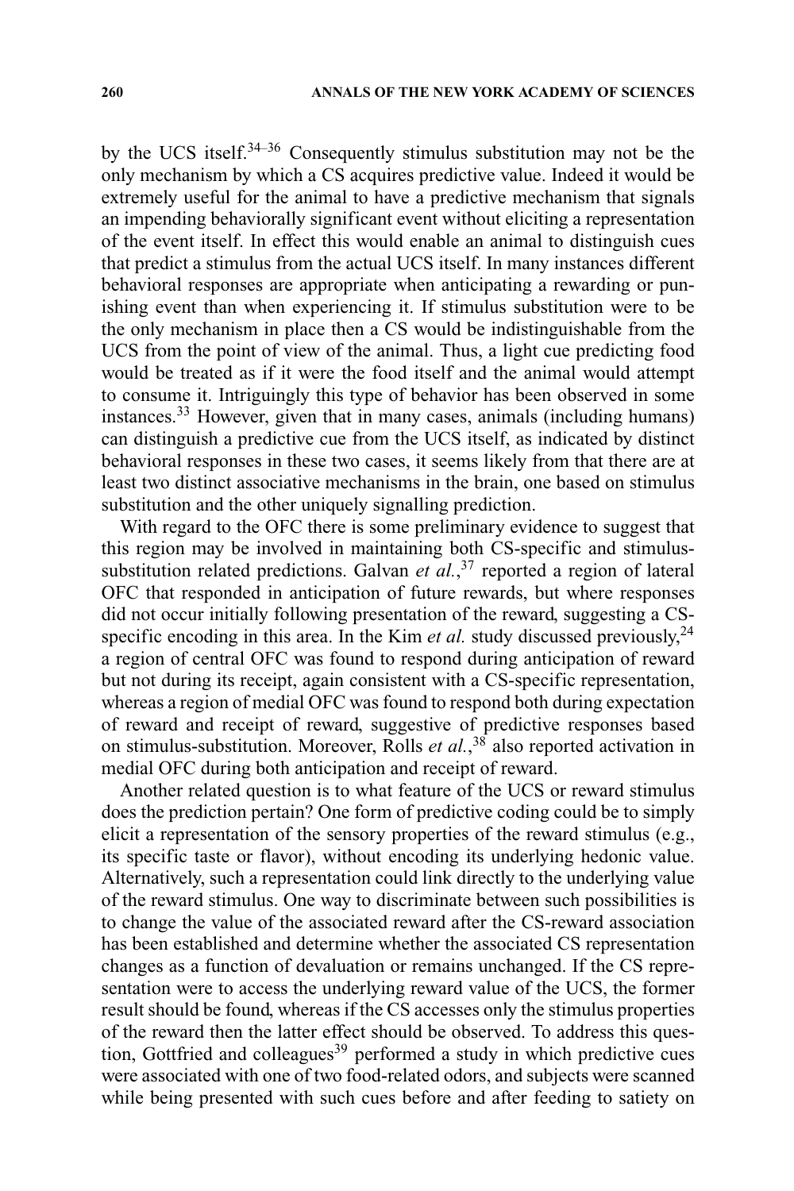by the UCS itself.[34–36] Consequently stimulus substitution may not be the only mechanism by which a CS acquires predictive value. Indeed it would be extremely useful for the animal to have a predictive mechanism that signals an impending behaviorally significant event without eliciting a representation of the event itself. In effect this would enable an animal to distinguish cues that predict a stimulus from the actual UCS itself. In many instances different behavioral responses are appropriate when anticipating a rewarding or punishing event than when experiencing it. If stimulus substitution were to be the only mechanism in place then a CS would be indistinguishable from the UCS from the point of view of the animal. Thus, a light cue predicting food would be treated as if it were the food itself and the animal would attempt to consume it. Intriguingly this type of behavior has been observed in some instances.[33] However, given that in many cases, animals (including humans) can distinguish a predictive cue from the UCS itself, as indicated by distinct behavioral responses in these two cases, it seems likely from that there are at least two distinct associative mechanisms in the brain, one based on stimulus substitution and the other uniquely signalling prediction.

With regard to the OFC there is some preliminary evidence to suggest that this region may be involved in maintaining both CS-specific and stimulus-substitution related predictions. Galvan *et al.*,[37] reported a region of lateral OFC that responded in anticipation of future rewards, but where responses did not occur initially following presentation of the reward, suggesting a CS-specific encoding in this area. In the Kim *et al.* study discussed previously,[24] a region of central OFC was found to respond during anticipation of reward but not during its receipt, again consistent with a CS-specific representation, whereas a region of medial OFC was found to respond both during expectation of reward and receipt of reward, suggestive of predictive responses based on stimulus-substitution. Moreover, Rolls *et al.*,[38] also reported activation in medial OFC during both anticipation and receipt of reward.

Another related question is to what feature of the UCS or reward stimulus does the prediction pertain? One form of predictive coding could be to simply elicit a representation of the sensory properties of the reward stimulus (e.g., its specific taste or flavor), without encoding its underlying hedonic value. Alternatively, such a representation could link directly to the underlying value of the reward stimulus. One way to discriminate between such possibilities is to change the value of the associated reward after the CS-reward association has been established and determine whether the associated CS representation changes as a function of devaluation or remains unchanged. If the CS representation were to access the underlying reward value of the UCS, the former result should be found, whereas if the CS accesses only the stimulus properties of the reward then the latter effect should be observed. To address this question, Gottfried and colleagues[39] performed a study in which predictive cues were associated with one of two food-related odors, and subjects were scanned while being presented with such cues before and after feeding to satiety on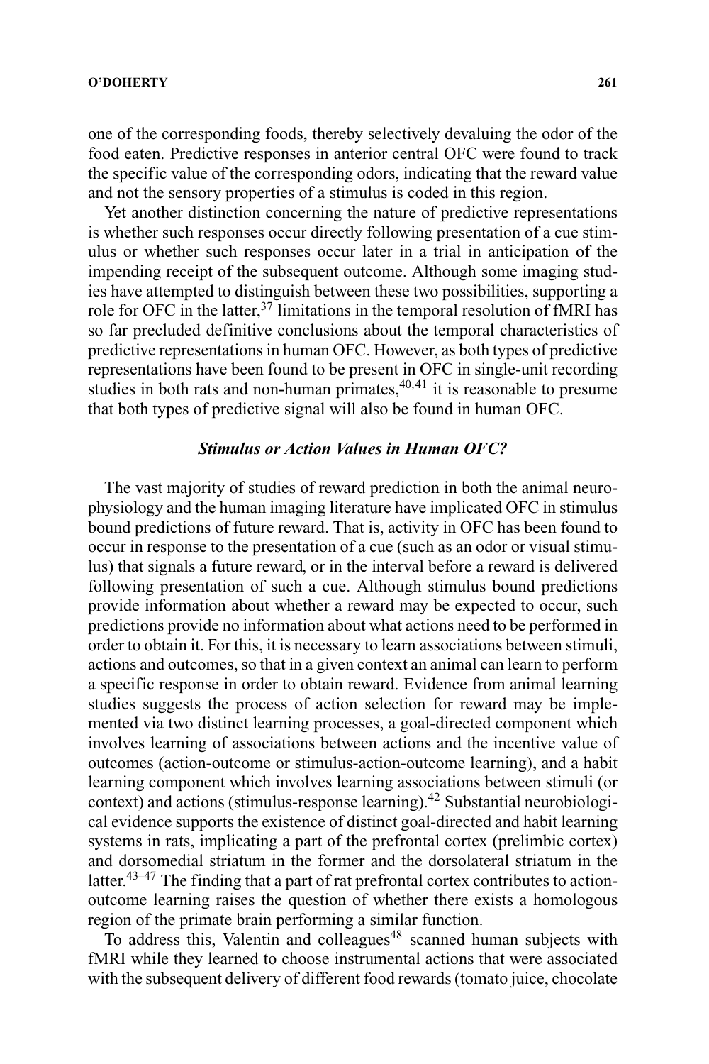one of the corresponding foods, thereby selectively devaluing the odor of the food eaten. Predictive responses in anterior central OFC were found to track the specific value of the corresponding odors, indicating that the reward value and not the sensory properties of a stimulus is coded in this region.

Yet another distinction concerning the nature of predictive representations is whether such responses occur directly following presentation of a cue stimulus or whether such responses occur later in a trial in anticipation of the impending receipt of the subsequent outcome. Although some imaging studies have attempted to distinguish between these two possibilities, supporting a role for OFC in the latter,[37] limitations in the temporal resolution of fMRI has so far precluded definitive conclusions about the temporal characteristics of predictive representations in human OFC. However, as both types of predictive representations have been found to be present in OFC in single-unit recording studies in both rats and non-human primates,[40,41] it is reasonable to presume that both types of predictive signal will also be found in human OFC.

### *Stimulus or Action Values in Human OFC?*

The vast majority of studies of reward prediction in both the animal neurophysiology and the human imaging literature have implicated OFC in stimulus bound predictions of future reward. That is, activity in OFC has been found to occur in response to the presentation of a cue (such as an odor or visual stimulus) that signals a future reward, or in the interval before a reward is delivered following presentation of such a cue. Although stimulus bound predictions provide information about whether a reward may be expected to occur, such predictions provide no information about what actions need to be performed in order to obtain it. For this, it is necessary to learn associations between stimuli, actions and outcomes, so that in a given context an animal can learn to perform a specific response in order to obtain reward. Evidence from animal learning studies suggests the process of action selection for reward may be implemented via two distinct learning processes, a goal-directed component which involves learning of associations between actions and the incentive value of outcomes (action-outcome or stimulus-action-outcome learning), and a habit learning component which involves learning associations between stimuli (or context) and actions (stimulus-response learning).[42] Substantial neurobiological evidence supports the existence of distinct goal-directed and habit learning systems in rats, implicating a part of the prefrontal cortex (prelimbic cortex) and dorsomedial striatum in the former and the dorsolateral striatum in the latter.[43–47] The finding that a part of rat prefrontal cortex contributes to action-outcome learning raises the question of whether there exists a homologous region of the primate brain performing a similar function.

To address this, Valentin and colleagues[48] scanned human subjects with fMRI while they learned to choose instrumental actions that were associated with the subsequent delivery of different food rewards (tomato juice, chocolate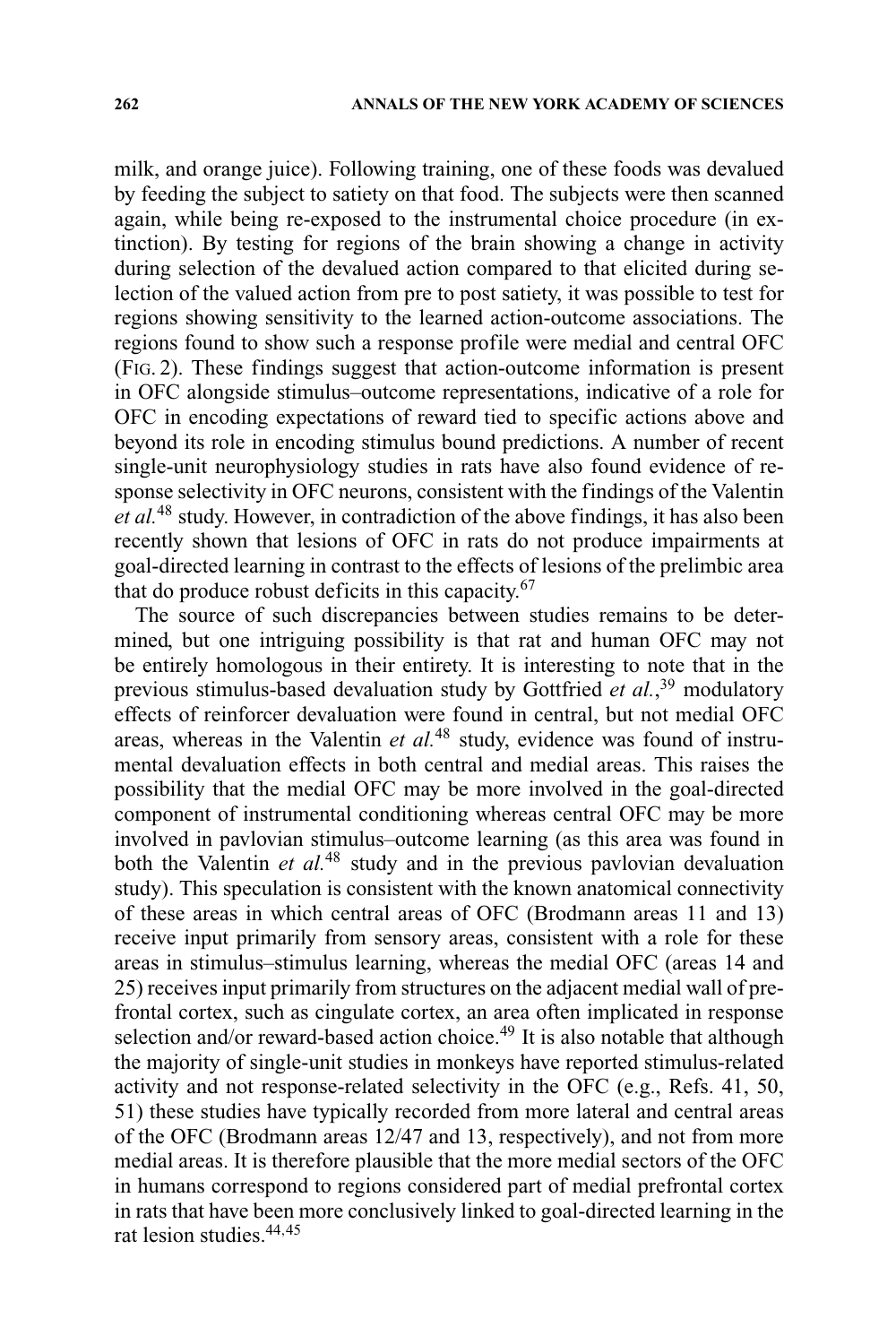milk, and orange juice). Following training, one of these foods was devalued by feeding the subject to satiety on that food. The subjects were then scanned again, while being re-exposed to the instrumental choice procedure (in extinction). By testing for regions of the brain showing a change in activity during selection of the devalued action compared to that elicited during selection of the valued action from pre to post satiety, it was possible to test for regions showing sensitivity to the learned action-outcome associations. The regions found to show such a response profile were medial and central OFC (FIG. 2). These findings suggest that action-outcome information is present in OFC alongside stimulus–outcome representations, indicative of a role for OFC in encoding expectations of reward tied to specific actions above and beyond its role in encoding stimulus bound predictions. A number of recent single-unit neurophysiology studies in rats have also found evidence of response selectivity in OFC neurons, consistent with the findings of the Valentin *et al.*[48] study. However, in contradiction of the above findings, it has also been recently shown that lesions of OFC in rats do not produce impairments at goal-directed learning in contrast to the effects of lesions of the prelimbic area that do produce robust deficits in this capacity.[67]

The source of such discrepancies between studies remains to be determined, but one intriguing possibility is that rat and human OFC may not be entirely homologous in their entirety. It is interesting to note that in the previous stimulus-based devaluation study by Gottfried *et al.*,[39] modulatory effects of reinforcer devaluation were found in central, but not medial OFC areas, whereas in the Valentin *et al.*[48] study, evidence was found of instrumental devaluation effects in both central and medial areas. This raises the possibility that the medial OFC may be more involved in the goal-directed component of instrumental conditioning whereas central OFC may be more involved in pavlovian stimulus–outcome learning (as this area was found in both the Valentin *et al.*[48] study and in the previous pavlovian devaluation study). This speculation is consistent with the known anatomical connectivity of these areas in which central areas of OFC (Brodmann areas 11 and 13) receive input primarily from sensory areas, consistent with a role for these areas in stimulus–stimulus learning, whereas the medial OFC (areas 14 and 25) receives input primarily from structures on the adjacent medial wall of prefrontal cortex, such as cingulate cortex, an area often implicated in response selection and/or reward-based action choice.[49] It is also notable that although the majority of single-unit studies in monkeys have reported stimulus-related activity and not response-related selectivity in the OFC (e.g., Refs. 41, 50, 51) these studies have typically recorded from more lateral and central areas of the OFC (Brodmann areas 12/47 and 13, respectively), and not from more medial areas. It is therefore plausible that the more medial sectors of the OFC in humans correspond to regions considered part of medial prefrontal cortex in rats that have been more conclusively linked to goal-directed learning in the rat lesion studies.[44,45]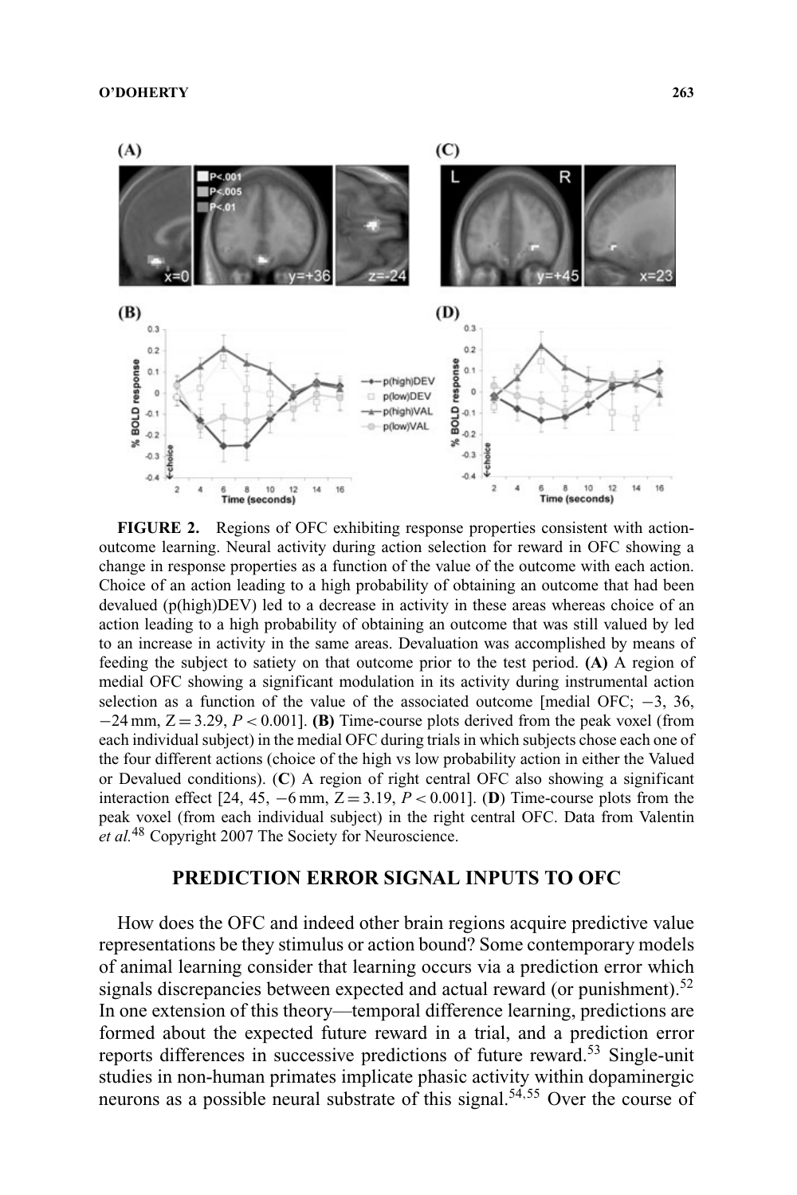(A)

P<.001
P<.005
P<.01

x=0 y=+36 z=-24

(C)

L R

y=+45 x=23

(B)

% BOLD response

←choice

Time (seconds)

p(high)DEV
p(low)DEV
p(high)VAL
p(low)VAL

(D)

% BOLD response

←choice

Time (seconds)

**FIGURE 2.** Regions of OFC exhibiting response properties consistent with action-outcome learning. Neural activity during action selection for reward in OFC showing a change in response properties as a function of the value of the outcome with each action. Choice of an action leading to a high probability of obtaining an outcome that had been devalued (p(high)DEV) led to a decrease in activity in these areas whereas choice of an action leading to a high probability of obtaining an outcome that was still valued by led to an increase in activity in the same areas. Devaluation was accomplished by means of feeding the subject to satiety on that outcome prior to the test period. **(A)** A region of medial OFC showing a significant modulation in its activity during instrumental action selection as a function of the value of the associated outcome [medial OFC; −3, 36, −24 mm, $Z = 3.29$, $P < 0.001$]. **(B)** Time-course plots derived from the peak voxel (from each individual subject) in the medial OFC during trials in which subjects chose each one of the four different actions (choice of the high vs low probability action in either the Valued or Devalued conditions). (**C**) A region of right central OFC also showing a significant interaction effect [24, 45, −6 mm, $Z = 3.19$, $P < 0.001$]. (**D**) Time-course plots from the peak voxel (from each individual subject) in the right central OFC. Data from Valentin *et al.*[48] Copyright 2007 The Society for Neuroscience.

## PREDICTION ERROR SIGNAL INPUTS TO OFC

How does the OFC and indeed other brain regions acquire predictive value representations be they stimulus or action bound? Some contemporary models of animal learning consider that learning occurs via a prediction error which signals discrepancies between expected and actual reward (or punishment).[52] In one extension of this theory—temporal difference learning, predictions are formed about the expected future reward in a trial, and a prediction error reports differences in successive predictions of future reward.[53] Single-unit studies in non-human primates implicate phasic activity within dopaminergic neurons as a possible neural substrate of this signal.[54,55] Over the course of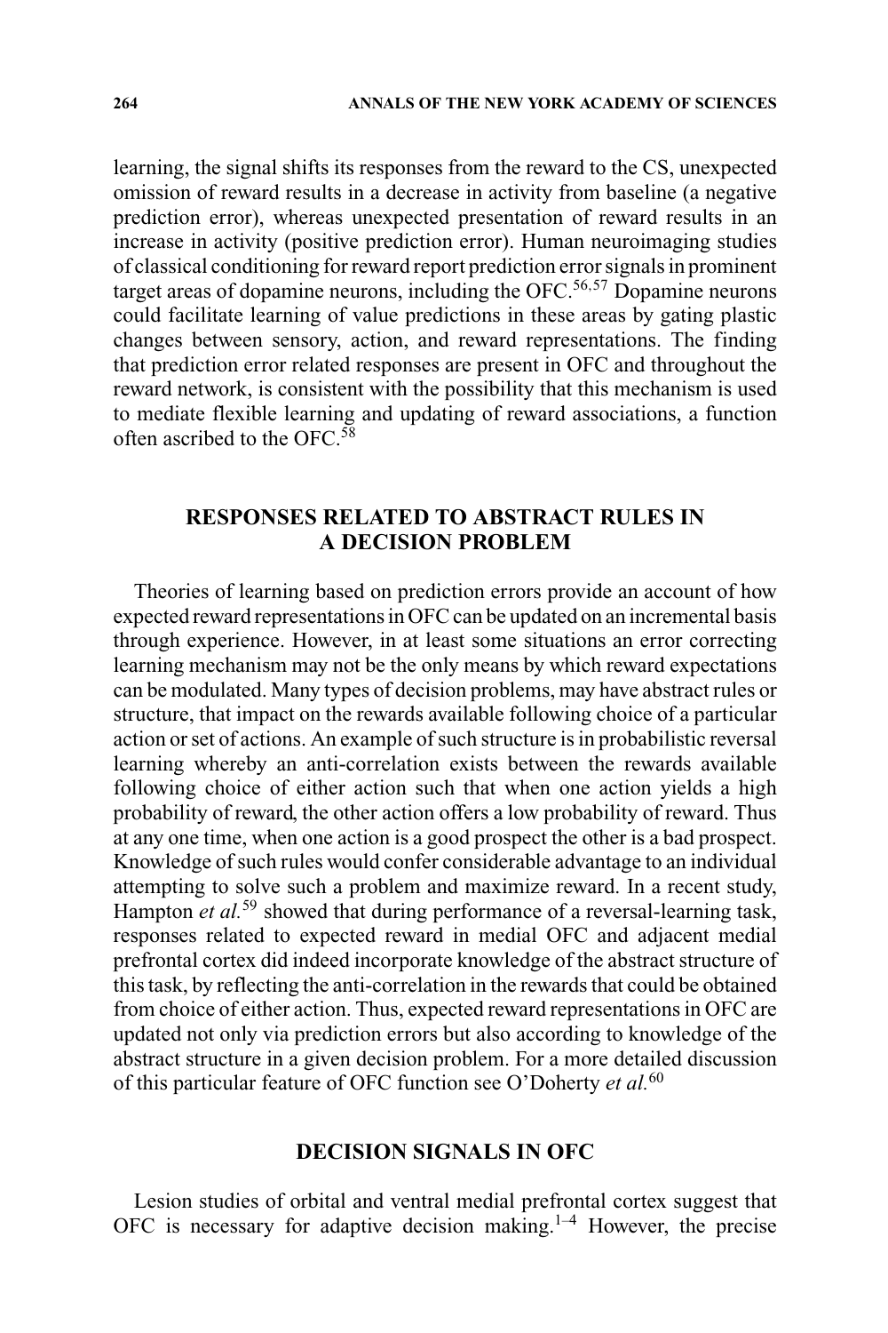learning, the signal shifts its responses from the reward to the CS, unexpected omission of reward results in a decrease in activity from baseline (a negative prediction error), whereas unexpected presentation of reward results in an increase in activity (positive prediction error). Human neuroimaging studies of classical conditioning for reward report prediction error signals in prominent target areas of dopamine neurons, including the OFC.[56,57] Dopamine neurons could facilitate learning of value predictions in these areas by gating plastic changes between sensory, action, and reward representations. The finding that prediction error related responses are present in OFC and throughout the reward network, is consistent with the possibility that this mechanism is used to mediate flexible learning and updating of reward associations, a function often ascribed to the OFC.[58]

## RESPONSES RELATED TO ABSTRACT RULES IN A DECISION PROBLEM

Theories of learning based on prediction errors provide an account of how expected reward representations in OFC can be updated on an incremental basis through experience. However, in at least some situations an error correcting learning mechanism may not be the only means by which reward expectations can be modulated. Many types of decision problems, may have abstract rules or structure, that impact on the rewards available following choice of a particular action or set of actions. An example of such structure is in probabilistic reversal learning whereby an anti-correlation exists between the rewards available following choice of either action such that when one action yields a high probability of reward, the other action offers a low probability of reward. Thus at any one time, when one action is a good prospect the other is a bad prospect. Knowledge of such rules would confer considerable advantage to an individual attempting to solve such a problem and maximize reward. In a recent study, Hampton *et al.*[59] showed that during performance of a reversal-learning task, responses related to expected reward in medial OFC and adjacent medial prefrontal cortex did indeed incorporate knowledge of the abstract structure of this task, by reflecting the anti-correlation in the rewards that could be obtained from choice of either action. Thus, expected reward representations in OFC are updated not only via prediction errors but also according to knowledge of the abstract structure in a given decision problem. For a more detailed discussion of this particular feature of OFC function see O'Doherty *et al.*[60]

## DECISION SIGNALS IN OFC

Lesion studies of orbital and ventral medial prefrontal cortex suggest that OFC is necessary for adaptive decision making.[1–4] However, the precise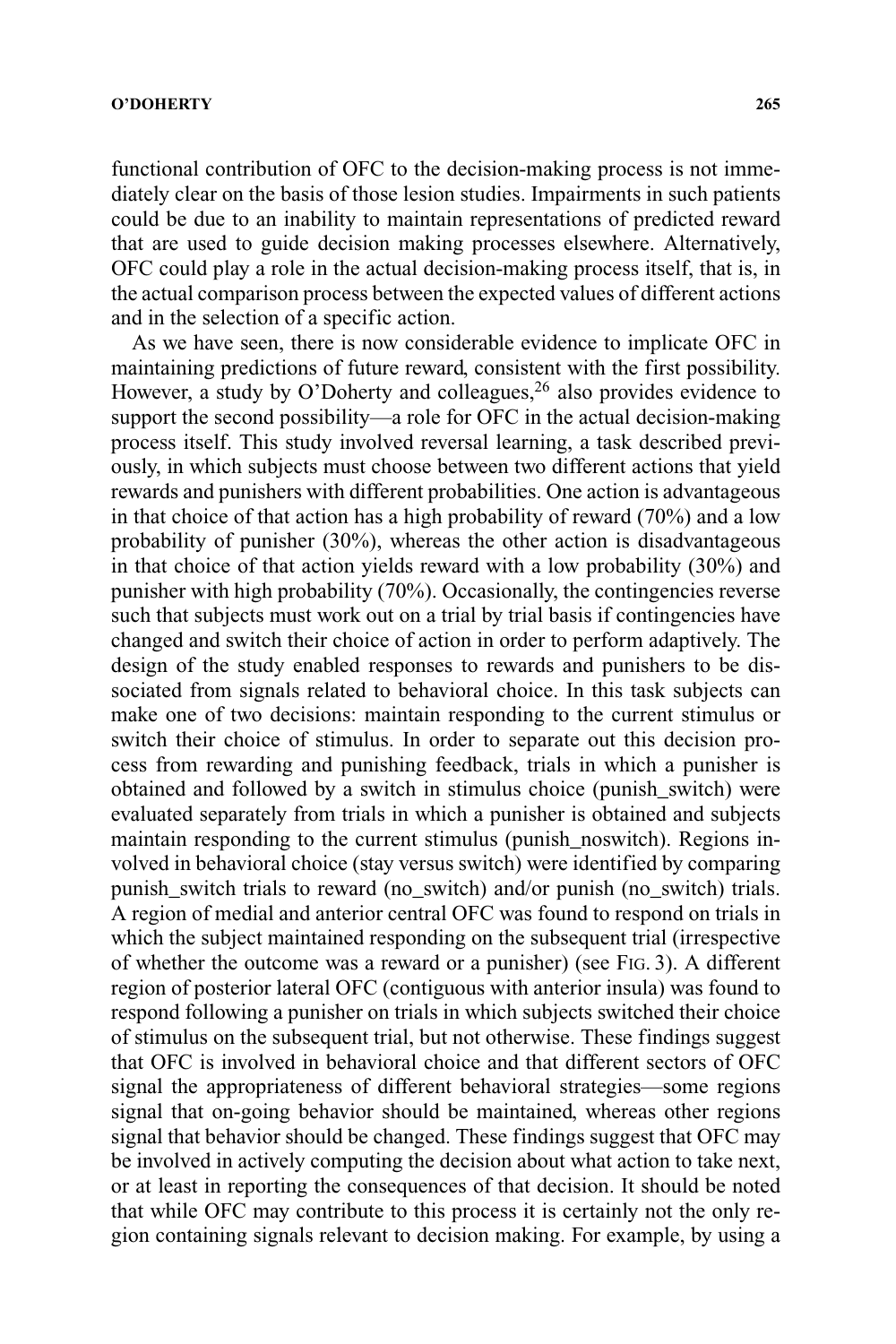functional contribution of OFC to the decision-making process is not immediately clear on the basis of those lesion studies. Impairments in such patients could be due to an inability to maintain representations of predicted reward that are used to guide decision making processes elsewhere. Alternatively, OFC could play a role in the actual decision-making process itself, that is, in the actual comparison process between the expected values of different actions and in the selection of a specific action.

As we have seen, there is now considerable evidence to implicate OFC in maintaining predictions of future reward, consistent with the first possibility. However, a study by O'Doherty and colleagues,[26] also provides evidence to support the second possibility—a role for OFC in the actual decision-making process itself. This study involved reversal learning, a task described previously, in which subjects must choose between two different actions that yield rewards and punishers with different probabilities. One action is advantageous in that choice of that action has a high probability of reward (70%) and a low probability of punisher (30%), whereas the other action is disadvantageous in that choice of that action yields reward with a low probability (30%) and punisher with high probability (70%). Occasionally, the contingencies reverse such that subjects must work out on a trial by trial basis if contingencies have changed and switch their choice of action in order to perform adaptively. The design of the study enabled responses to rewards and punishers to be dissociated from signals related to behavioral choice. In this task subjects can make one of two decisions: maintain responding to the current stimulus or switch their choice of stimulus. In order to separate out this decision process from rewarding and punishing feedback, trials in which a punisher is obtained and followed by a switch in stimulus choice (punish_switch) were evaluated separately from trials in which a punisher is obtained and subjects maintain responding to the current stimulus (punish_noswitch). Regions involved in behavioral choice (stay versus switch) were identified by comparing punish_switch trials to reward (no_switch) and/or punish (no_switch) trials. A region of medial and anterior central OFC was found to respond on trials in which the subject maintained responding on the subsequent trial (irrespective of whether the outcome was a reward or a punisher) (see FIG. 3). A different region of posterior lateral OFC (contiguous with anterior insula) was found to respond following a punisher on trials in which subjects switched their choice of stimulus on the subsequent trial, but not otherwise. These findings suggest that OFC is involved in behavioral choice and that different sectors of OFC signal the appropriateness of different behavioral strategies—some regions signal that on-going behavior should be maintained, whereas other regions signal that behavior should be changed. These findings suggest that OFC may be involved in actively computing the decision about what action to take next, or at least in reporting the consequences of that decision. It should be noted that while OFC may contribute to this process it is certainly not the only region containing signals relevant to decision making. For example, by using a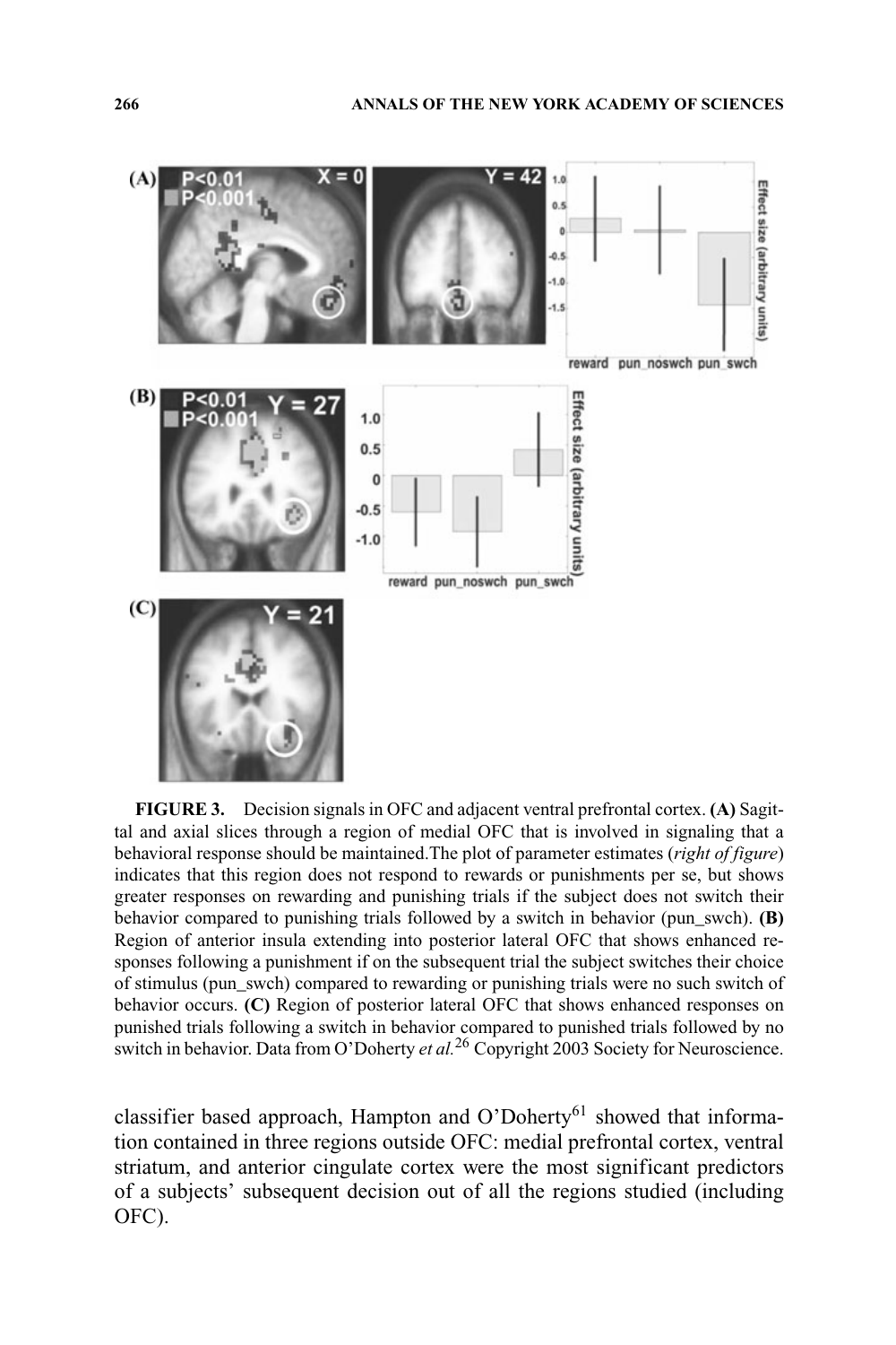(A)
P<0.01
P<0.001
X = 0
Y = 42
1.0
0.5
0
-0.5
-1.0
-1.5
Effect size (arbitrary units)
reward pun_noswch pun_swch

(B)
P<0.01
P<0.001
Y = 27
1.0
0.5
0
-0.5
-1.0
Effect size (arbitrary units)
reward pun_noswch pun_swch

(C)
Y = 21

**FIGURE 3.** Decision signals in OFC and adjacent ventral prefrontal cortex. **(A)** Sagittal and axial slices through a region of medial OFC that is involved in signaling that a behavioral response should be maintained.The plot of parameter estimates (*right of figure*) indicates that this region does not respond to rewards or punishments per se, but shows greater responses on rewarding and punishing trials if the subject does not switch their behavior compared to punishing trials followed by a switch in behavior (pun_swch). **(B)** Region of anterior insula extending into posterior lateral OFC that shows enhanced responses following a punishment if on the subsequent trial the subject switches their choice of stimulus (pun_swch) compared to rewarding or punishing trials were no such switch of behavior occurs. **(C)** Region of posterior lateral OFC that shows enhanced responses on punished trials following a switch in behavior compared to punished trials followed by no switch in behavior. Data from O'Doherty *et al.*[26] Copyright 2003 Society for Neuroscience.

classifier based approach, Hampton and O'Doherty[61] showed that information contained in three regions outside OFC: medial prefrontal cortex, ventral striatum, and anterior cingulate cortex were the most significant predictors of a subjects' subsequent decision out of all the regions studied (including OFC).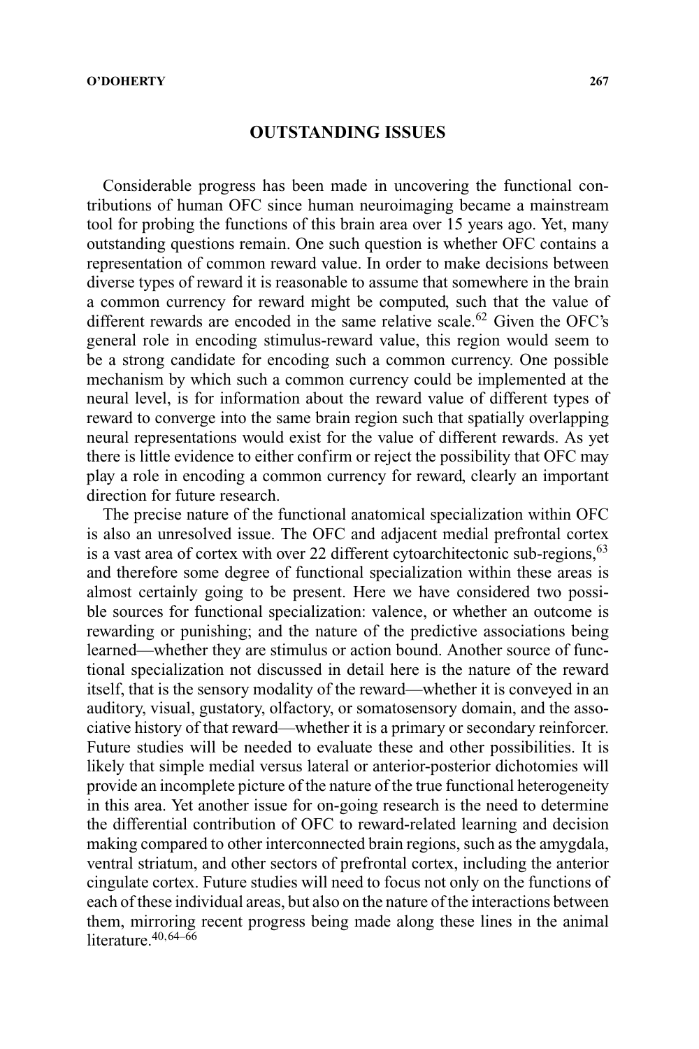## OUTSTANDING ISSUES

Considerable progress has been made in uncovering the functional contributions of human OFC since human neuroimaging became a mainstream tool for probing the functions of this brain area over 15 years ago. Yet, many outstanding questions remain. One such question is whether OFC contains a representation of common reward value. In order to make decisions between diverse types of reward it is reasonable to assume that somewhere in the brain a common currency for reward might be computed, such that the value of different rewards are encoded in the same relative scale.[62] Given the OFC's general role in encoding stimulus-reward value, this region would seem to be a strong candidate for encoding such a common currency. One possible mechanism by which such a common currency could be implemented at the neural level, is for information about the reward value of different types of reward to converge into the same brain region such that spatially overlapping neural representations would exist for the value of different rewards. As yet there is little evidence to either confirm or reject the possibility that OFC may play a role in encoding a common currency for reward, clearly an important direction for future research.

The precise nature of the functional anatomical specialization within OFC is also an unresolved issue. The OFC and adjacent medial prefrontal cortex is a vast area of cortex with over 22 different cytoarchitectonic sub-regions,[63] and therefore some degree of functional specialization within these areas is almost certainly going to be present. Here we have considered two possible sources for functional specialization: valence, or whether an outcome is rewarding or punishing; and the nature of the predictive associations being learned—whether they are stimulus or action bound. Another source of functional specialization not discussed in detail here is the nature of the reward itself, that is the sensory modality of the reward—whether it is conveyed in an auditory, visual, gustatory, olfactory, or somatosensory domain, and the associative history of that reward—whether it is a primary or secondary reinforcer. Future studies will be needed to evaluate these and other possibilities. It is likely that simple medial versus lateral or anterior-posterior dichotomies will provide an incomplete picture of the nature of the true functional heterogeneity in this area. Yet another issue for on-going research is the need to determine the differential contribution of OFC to reward-related learning and decision making compared to other interconnected brain regions, such as the amygdala, ventral striatum, and other sectors of prefrontal cortex, including the anterior cingulate cortex. Future studies will need to focus not only on the functions of each of these individual areas, but also on the nature of the interactions between them, mirroring recent progress being made along these lines in the animal literature.[40,64–66]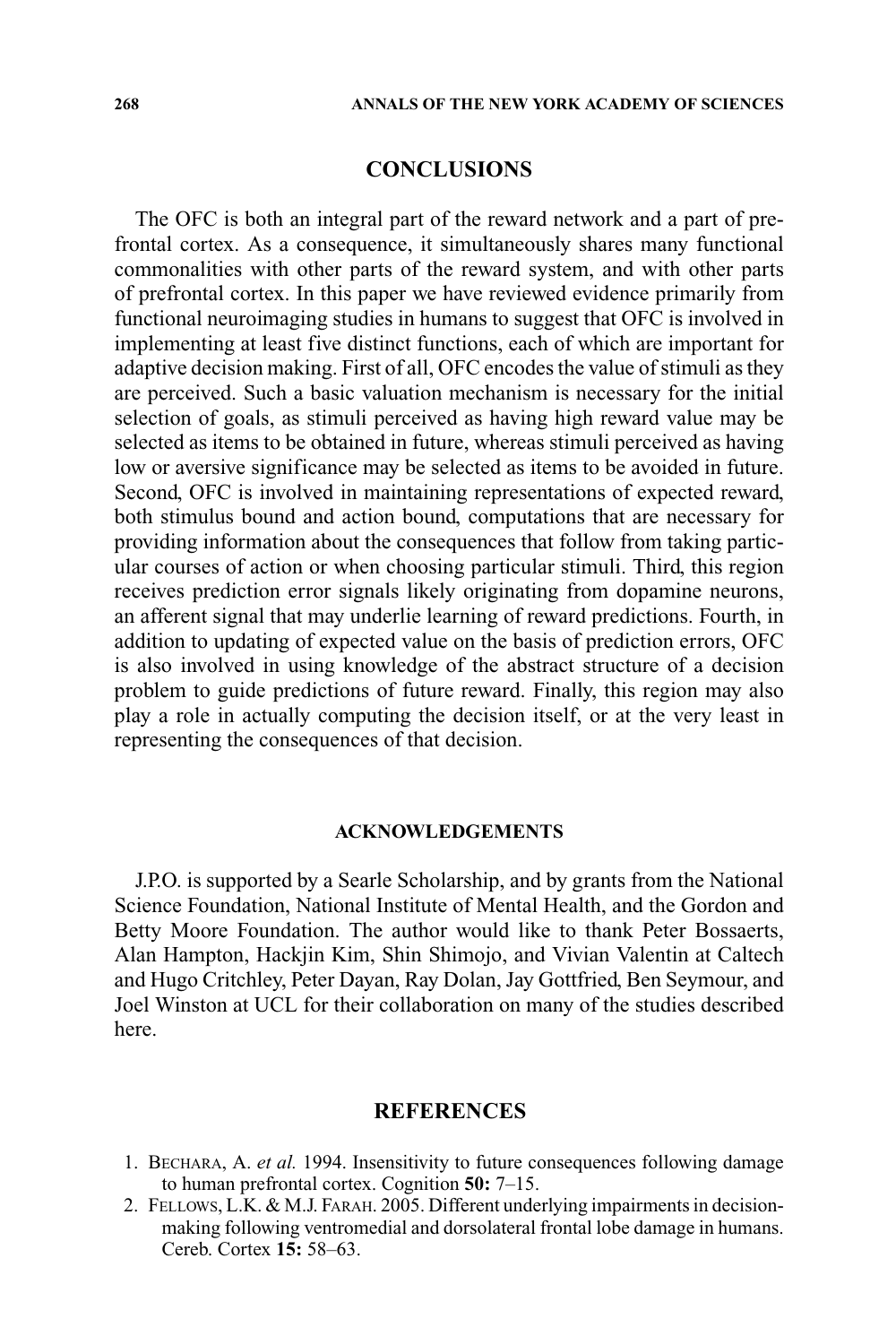## CONCLUSIONS

The OFC is both an integral part of the reward network and a part of prefrontal cortex. As a consequence, it simultaneously shares many functional commonalities with other parts of the reward system, and with other parts of prefrontal cortex. In this paper we have reviewed evidence primarily from functional neuroimaging studies in humans to suggest that OFC is involved in implementing at least five distinct functions, each of which are important for adaptive decision making. First of all, OFC encodes the value of stimuli as they are perceived. Such a basic valuation mechanism is necessary for the initial selection of goals, as stimuli perceived as having high reward value may be selected as items to be obtained in future, whereas stimuli perceived as having low or aversive significance may be selected as items to be avoided in future. Second, OFC is involved in maintaining representations of expected reward, both stimulus bound and action bound, computations that are necessary for providing information about the consequences that follow from taking particular courses of action or when choosing particular stimuli. Third, this region receives prediction error signals likely originating from dopamine neurons, an afferent signal that may underlie learning of reward predictions. Fourth, in addition to updating of expected value on the basis of prediction errors, OFC is also involved in using knowledge of the abstract structure of a decision problem to guide predictions of future reward. Finally, this region may also play a role in actually computing the decision itself, or at the very least in representing the consequences of that decision.

### ACKNOWLEDGEMENTS

J.P.O. is supported by a Searle Scholarship, and by grants from the National Science Foundation, National Institute of Mental Health, and the Gordon and Betty Moore Foundation. The author would like to thank Peter Bossaerts, Alan Hampton, Hackjin Kim, Shin Shimojo, and Vivian Valentin at Caltech and Hugo Critchley, Peter Dayan, Ray Dolan, Jay Gottfried, Ben Seymour, and Joel Winston at UCL for their collaboration on many of the studies described here.

## REFERENCES

1. Bechara, A. *et al.* 1994. Insensitivity to future consequences following damage to human prefrontal cortex. Cognition **50:** 7–15.
2. Fellows, L.K. & M.J. Farah. 2005. Different underlying impairments in decision-making following ventromedial and dorsolateral frontal lobe damage in humans. Cereb. Cortex **15:** 58–63.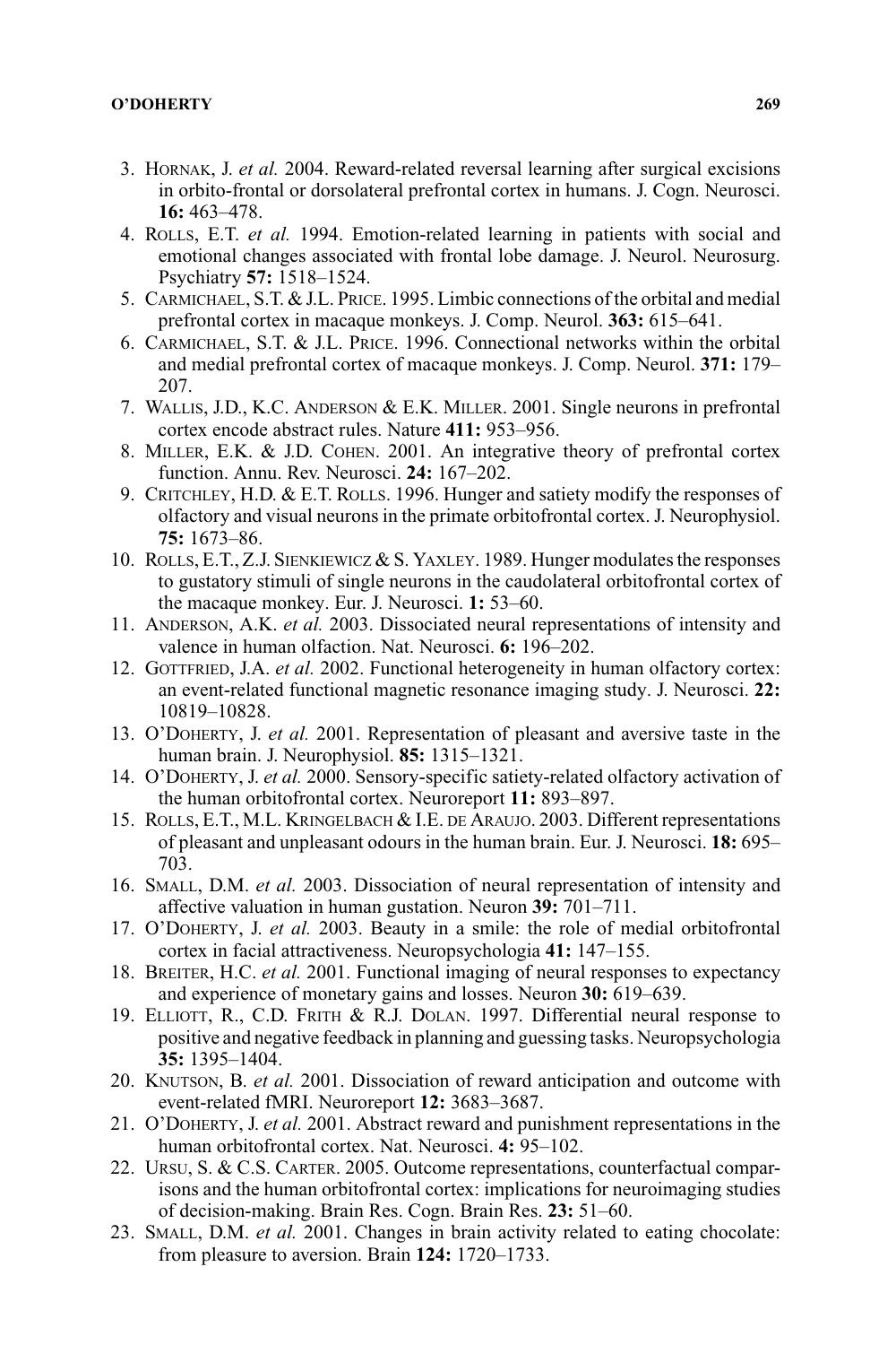3. Hornak, J. *et al.* 2004. Reward-related reversal learning after surgical excisions in orbito-frontal or dorsolateral prefrontal cortex in humans. J. Cogn. Neurosci. **16:** 463–478.
4. Rolls, E.T. *et al.* 1994. Emotion-related learning in patients with social and emotional changes associated with frontal lobe damage. J. Neurol. Neurosurg. Psychiatry **57:** 1518–1524.
5. Carmichael, S.T. & J.L. Price. 1995. Limbic connections of the orbital and medial prefrontal cortex in macaque monkeys. J. Comp. Neurol. **363:** 615–641.
6. Carmichael, S.T. & J.L. Price. 1996. Connectional networks within the orbital and medial prefrontal cortex of macaque monkeys. J. Comp. Neurol. **371:** 179–207.
7. Wallis, J.D., K.C. Anderson & E.K. Miller. 2001. Single neurons in prefrontal cortex encode abstract rules. Nature **411:** 953–956.
8. Miller, E.K. & J.D. Cohen. 2001. An integrative theory of prefrontal cortex function. Annu. Rev. Neurosci. **24:** 167–202.
9. Critchley, H.D. & E.T. Rolls. 1996. Hunger and satiety modify the responses of olfactory and visual neurons in the primate orbitofrontal cortex. J. Neurophysiol. **75:** 1673–86.
10. Rolls, E.T., Z.J. Sienkiewicz & S. Yaxley. 1989. Hunger modulates the responses to gustatory stimuli of single neurons in the caudolateral orbitofrontal cortex of the macaque monkey. Eur. J. Neurosci. **1:** 53–60.
11. Anderson, A.K. *et al.* 2003. Dissociated neural representations of intensity and valence in human olfaction. Nat. Neurosci. **6:** 196–202.
12. Gottfried, J.A. *et al.* 2002. Functional heterogeneity in human olfactory cortex: an event-related functional magnetic resonance imaging study. J. Neurosci. **22:** 10819–10828.
13. O'Doherty, J. *et al.* 2001. Representation of pleasant and aversive taste in the human brain. J. Neurophysiol. **85:** 1315–1321.
14. O'Doherty, J. *et al.* 2000. Sensory-specific satiety-related olfactory activation of the human orbitofrontal cortex. Neuroreport **11:** 893–897.
15. Rolls, E.T., M.L. Kringelbach & I.E. de Araujo. 2003. Different representations of pleasant and unpleasant odours in the human brain. Eur. J. Neurosci. **18:** 695–703.
16. Small, D.M. *et al.* 2003. Dissociation of neural representation of intensity and affective valuation in human gustation. Neuron **39:** 701–711.
17. O'Doherty, J. *et al.* 2003. Beauty in a smile: the role of medial orbitofrontal cortex in facial attractiveness. Neuropsychologia **41:** 147–155.
18. Breiter, H.C. *et al.* 2001. Functional imaging of neural responses to expectancy and experience of monetary gains and losses. Neuron **30:** 619–639.
19. Elliott, R., C.D. Frith & R.J. Dolan. 1997. Differential neural response to positive and negative feedback in planning and guessing tasks. Neuropsychologia **35:** 1395–1404.
20. Knutson, B. *et al.* 2001. Dissociation of reward anticipation and outcome with event-related fMRI. Neuroreport **12:** 3683–3687.
21. O'Doherty, J. *et al.* 2001. Abstract reward and punishment representations in the human orbitofrontal cortex. Nat. Neurosci. **4:** 95–102.
22. Ursu, S. & C.S. Carter. 2005. Outcome representations, counterfactual comparisons and the human orbitofrontal cortex: implications for neuroimaging studies of decision-making. Brain Res. Cogn. Brain Res. **23:** 51–60.
23. Small, D.M. *et al.* 2001. Changes in brain activity related to eating chocolate: from pleasure to aversion. Brain **124:** 1720–1733.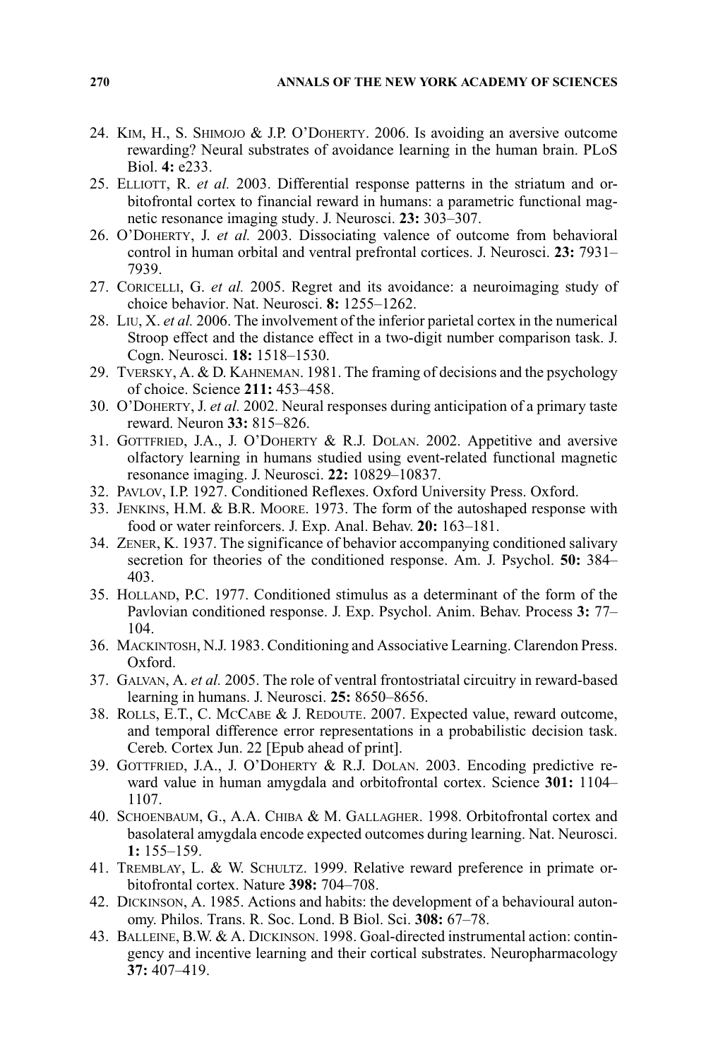24. KIM, H., S. SHIMOJO & J.P. O'DOHERTY. 2006. Is avoiding an aversive outcome rewarding? Neural substrates of avoidance learning in the human brain. PLoS Biol. **4:** e233.
25. ELLIOTT, R. *et al.* 2003. Differential response patterns in the striatum and orbitofrontal cortex to financial reward in humans: a parametric functional magnetic resonance imaging study. J. Neurosci. **23:** 303–307.
26. O'DOHERTY, J. *et al.* 2003. Dissociating valence of outcome from behavioral control in human orbital and ventral prefrontal cortices. J. Neurosci. **23:** 7931–7939.
27. CORICELLI, G. *et al.* 2005. Regret and its avoidance: a neuroimaging study of choice behavior. Nat. Neurosci. **8:** 1255–1262.
28. LIU, X. *et al.* 2006. The involvement of the inferior parietal cortex in the numerical Stroop effect and the distance effect in a two-digit number comparison task. J. Cogn. Neurosci. **18:** 1518–1530.
29. TVERSKY, A. & D. KAHNEMAN. 1981. The framing of decisions and the psychology of choice. Science **211:** 453–458.
30. O'DOHERTY, J. *et al.* 2002. Neural responses during anticipation of a primary taste reward. Neuron **33:** 815–826.
31. GOTTFRIED, J.A., J. O'DOHERTY & R.J. DOLAN. 2002. Appetitive and aversive olfactory learning in humans studied using event-related functional magnetic resonance imaging. J. Neurosci. **22:** 10829–10837.
32. PAVLOV, I.P. 1927. Conditioned Reflexes. Oxford University Press. Oxford.
33. JENKINS, H.M. & B.R. MOORE. 1973. The form of the autoshaped response with food or water reinforcers. J. Exp. Anal. Behav. **20:** 163–181.
34. ZENER, K. 1937. The significance of behavior accompanying conditioned salivary secretion for theories of the conditioned response. Am. J. Psychol. **50:** 384–403.
35. HOLLAND, P.C. 1977. Conditioned stimulus as a determinant of the form of the Pavlovian conditioned response. J. Exp. Psychol. Anim. Behav. Process **3:** 77–104.
36. MACKINTOSH, N.J. 1983. Conditioning and Associative Learning. Clarendon Press. Oxford.
37. GALVAN, A. *et al.* 2005. The role of ventral frontostriatal circuitry in reward-based learning in humans. J. Neurosci. **25:** 8650–8656.
38. ROLLS, E.T., C. MCCABE & J. REDOUTE. 2007. Expected value, reward outcome, and temporal difference error representations in a probabilistic decision task. Cereb. Cortex Jun. 22 [Epub ahead of print].
39. GOTTFRIED, J.A., J. O'DOHERTY & R.J. DOLAN. 2003. Encoding predictive reward value in human amygdala and orbitofrontal cortex. Science **301:** 1104–1107.
40. SCHOENBAUM, G., A.A. CHIBA & M. GALLAGHER. 1998. Orbitofrontal cortex and basolateral amygdala encode expected outcomes during learning. Nat. Neurosci. **1:** 155–159.
41. TREMBLAY, L. & W. SCHULTZ. 1999. Relative reward preference in primate orbitofrontal cortex. Nature **398:** 704–708.
42. DICKINSON, A. 1985. Actions and habits: the development of a behavioural autonomy. Philos. Trans. R. Soc. Lond. B Biol. Sci. **308:** 67–78.
43. BALLEINE, B.W. & A. DICKINSON. 1998. Goal-directed instrumental action: contingency and incentive learning and their cortical substrates. Neuropharmacology **37:** 407–419.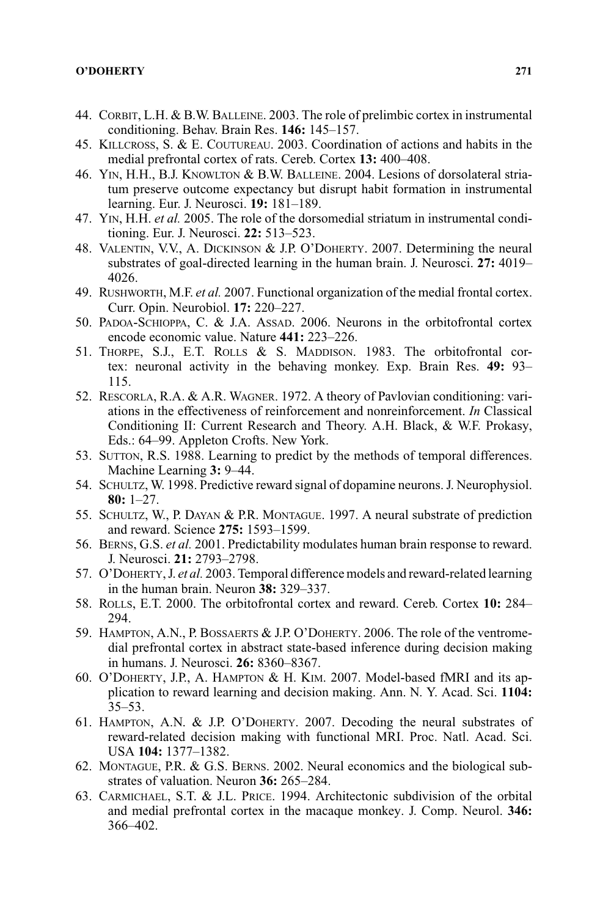44. Corbit, L.H. & B.W. Balleine. 2003. The role of prelimbic cortex in instrumental conditioning. Behav. Brain Res. **146:** 145–157.
45. Killcross, S. & E. Coutureau. 2003. Coordination of actions and habits in the medial prefrontal cortex of rats. Cereb. Cortex **13:** 400–408.
46. Yin, H.H., B.J. Knowlton & B.W. Balleine. 2004. Lesions of dorsolateral striatum preserve outcome expectancy but disrupt habit formation in instrumental learning. Eur. J. Neurosci. **19:** 181–189.
47. Yin, H.H. *et al.* 2005. The role of the dorsomedial striatum in instrumental conditioning. Eur. J. Neurosci. **22:** 513–523.
48. Valentin, V.V., A. Dickinson & J.P. O'Doherty. 2007. Determining the neural substrates of goal-directed learning in the human brain. J. Neurosci. **27:** 4019–4026.
49. Rushworth, M.F. *et al.* 2007. Functional organization of the medial frontal cortex. Curr. Opin. Neurobiol. **17:** 220–227.
50. Padoa-Schioppa, C. & J.A. Assad. 2006. Neurons in the orbitofrontal cortex encode economic value. Nature **441:** 223–226.
51. Thorpe, S.J., E.T. Rolls & S. Maddison. 1983. The orbitofrontal cortex: neuronal activity in the behaving monkey. Exp. Brain Res. **49:** 93–115.
52. Rescorla, R.A. & A.R. Wagner. 1972. A theory of Pavlovian conditioning: variations in the effectiveness of reinforcement and nonreinforcement. *In* Classical Conditioning II: Current Research and Theory. A.H. Black, & W.F. Prokasy, Eds.: 64–99. Appleton Crofts. New York.
53. Sutton, R.S. 1988. Learning to predict by the methods of temporal differences. Machine Learning **3:** 9–44.
54. Schultz, W. 1998. Predictive reward signal of dopamine neurons. J. Neurophysiol. **80:** 1–27.
55. Schultz, W., P. Dayan & P.R. Montague. 1997. A neural substrate of prediction and reward. Science **275:** 1593–1599.
56. Berns, G.S. *et al.* 2001. Predictability modulates human brain response to reward. J. Neurosci. **21:** 2793–2798.
57. O'Doherty, J. *et al.* 2003. Temporal difference models and reward-related learning in the human brain. Neuron **38:** 329–337.
58. Rolls, E.T. 2000. The orbitofrontal cortex and reward. Cereb. Cortex **10:** 284–294.
59. Hampton, A.N., P. Bossaerts & J.P. O'Doherty. 2006. The role of the ventromedial prefrontal cortex in abstract state-based inference during decision making in humans. J. Neurosci. **26:** 8360–8367.
60. O'Doherty, J.P., A. Hampton & H. Kim. 2007. Model-based fMRI and its application to reward learning and decision making. Ann. N. Y. Acad. Sci. **1104:** 35–53.
61. Hampton, A.N. & J.P. O'Doherty. 2007. Decoding the neural substrates of reward-related decision making with functional MRI. Proc. Natl. Acad. Sci. USA **104:** 1377–1382.
62. Montague, P.R. & G.S. Berns. 2002. Neural economics and the biological substrates of valuation. Neuron **36:** 265–284.
63. Carmichael, S.T. & J.L. Price. 1994. Architectonic subdivision of the orbital and medial prefrontal cortex in the macaque monkey. J. Comp. Neurol. **346:** 366–402.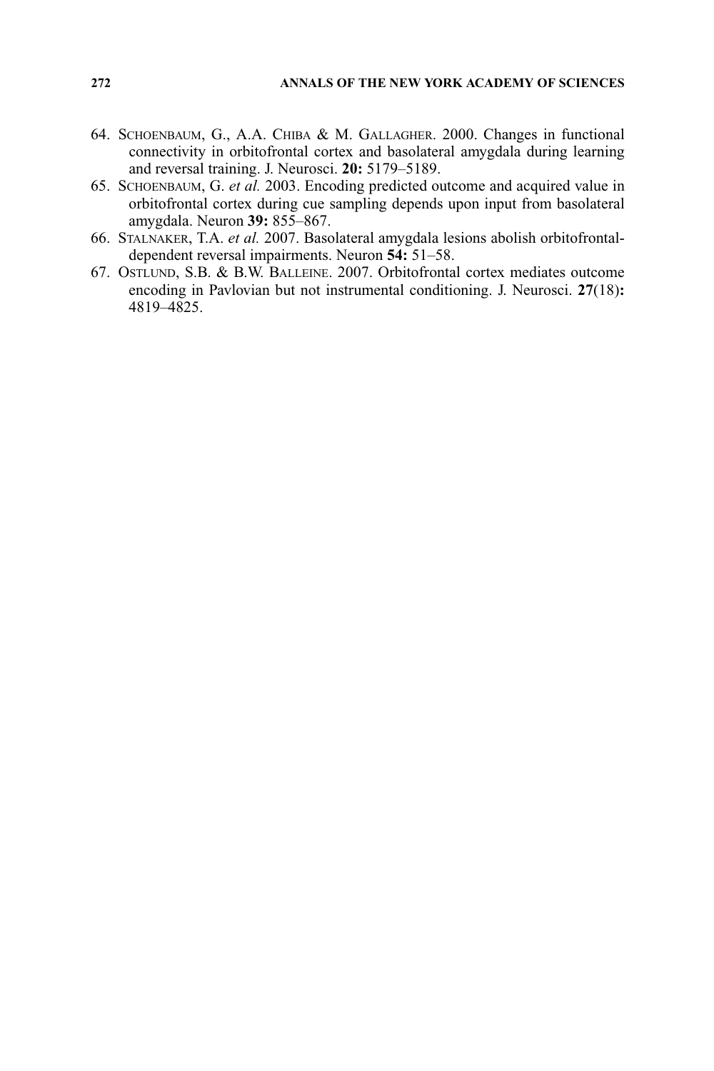64. Schoenbaum, G., A.A. Chiba & M. Gallagher. 2000. Changes in functional connectivity in orbitofrontal cortex and basolateral amygdala during learning and reversal training. J. Neurosci. **20:** 5179–5189.
65. Schoenbaum, G. *et al.* 2003. Encoding predicted outcome and acquired value in orbitofrontal cortex during cue sampling depends upon input from basolateral amygdala. Neuron **39:** 855–867.
66. Stalnaker, T.A. *et al.* 2007. Basolateral amygdala lesions abolish orbitofrontal-dependent reversal impairments. Neuron **54:** 51–58.
67. Ostlund, S.B. & B.W. Balleine. 2007. Orbitofrontal cortex mediates outcome encoding in Pavlovian but not instrumental conditioning. J. Neurosci. **27**(18)**:** 4819–4825.